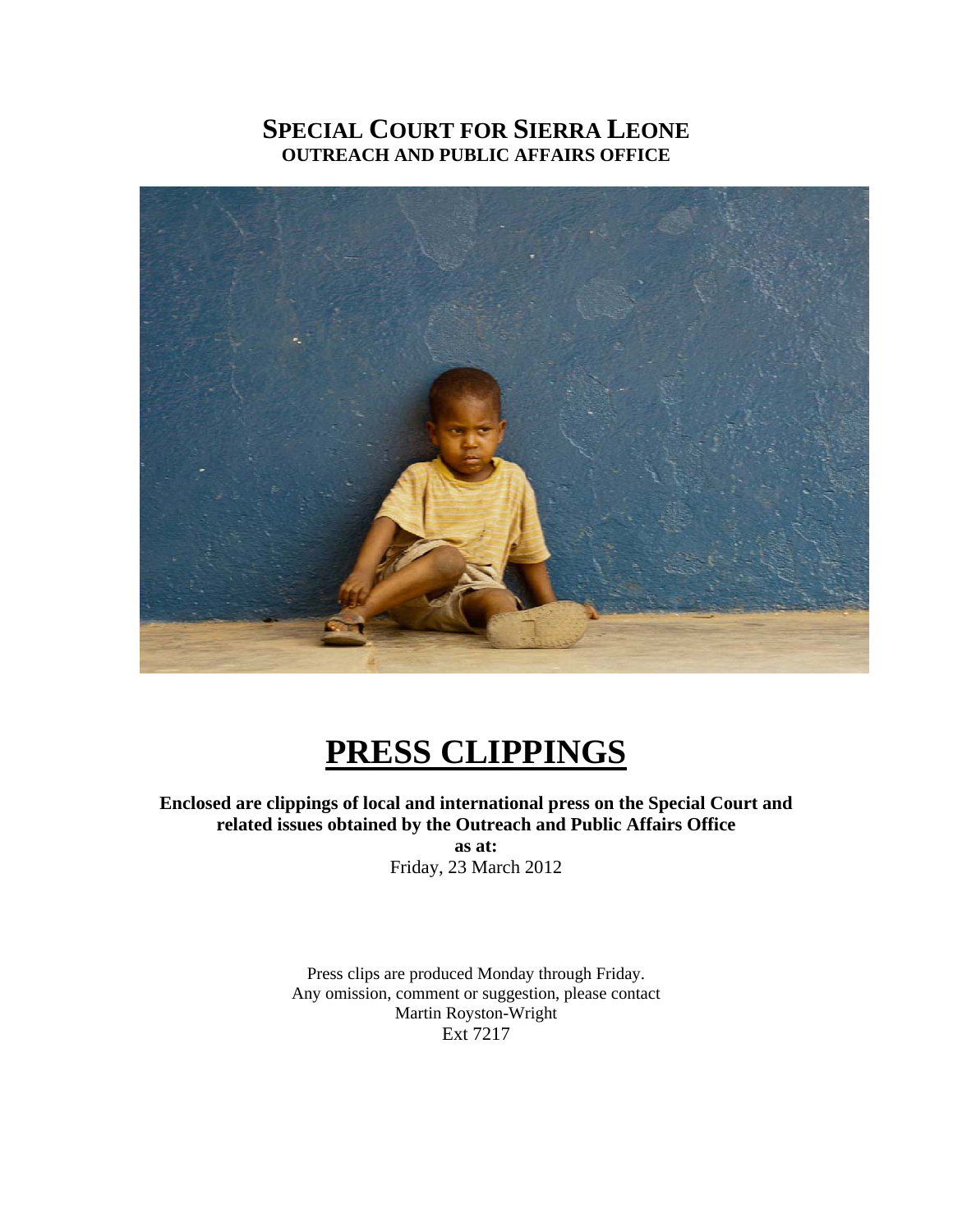# SPECIAL COURT FOR SIERRA LEONE

**OUTREACH AND PUBLIC AFFAIRS OFFICE**

# PRESS CLIPPINGS

**Enclosed are clippings of local and international press on the Special Court and related issues obtained by the Outreach and Public Affairs Office**

**as at:**

Friday, 23 March 2012

Press clips are produced Monday through Friday.
Any omission, comment or suggestion, please contact
Martin Royston-Wright
Ext 7217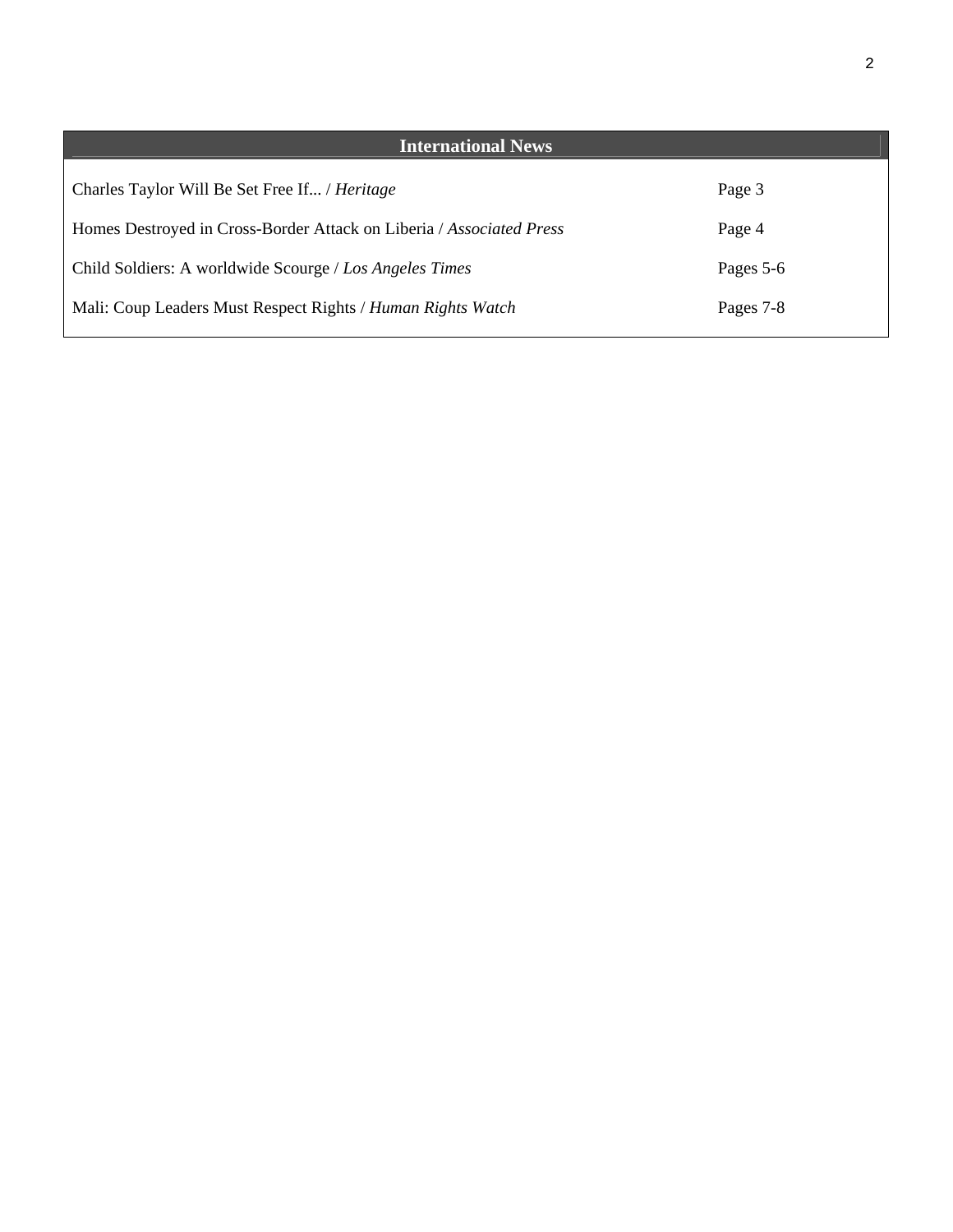| International News | |
|---|---|
| Charles Taylor Will Be Set Free If... / *Heritage* | Page 3 |
| Homes Destroyed in Cross-Border Attack on Liberia / *Associated Press* | Page 4 |
| Child Soldiers: A worldwide Scourge / *Los Angeles Times* | Pages 5-6 |
| Mali: Coup Leaders Must Respect Rights / *Human Rights Watch* | Pages 7-8 |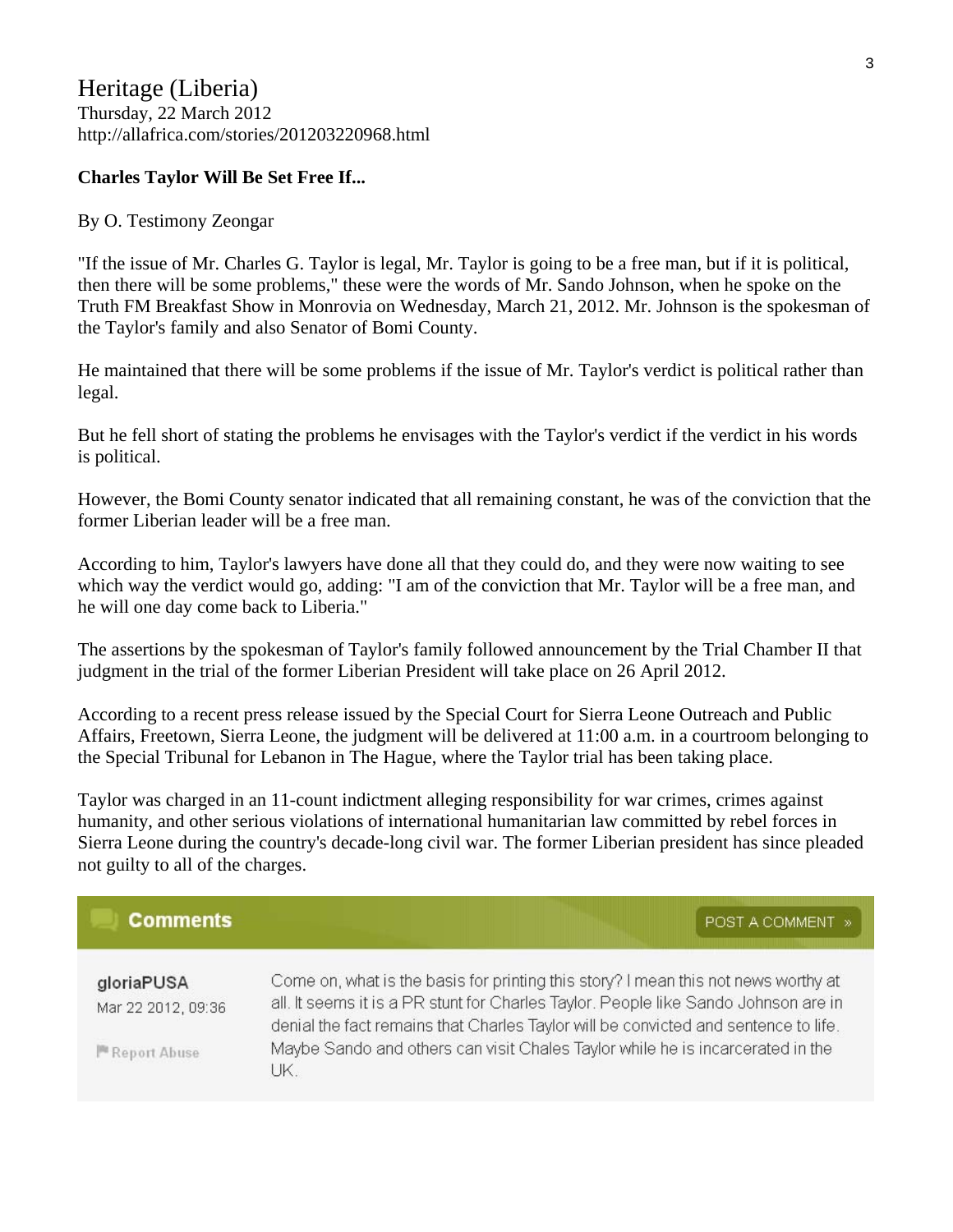# Heritage (Liberia)

Thursday, 22 March 2012
http://allafrica.com/stories/201203220968.html

**Charles Taylor Will Be Set Free If...**

By O. Testimony Zeongar

"If the issue of Mr. Charles G. Taylor is legal, Mr. Taylor is going to be a free man, but if it is political, then there will be some problems," these were the words of Mr. Sando Johnson, when he spoke on the Truth FM Breakfast Show in Monrovia on Wednesday, March 21, 2012. Mr. Johnson is the spokesman of the Taylor's family and also Senator of Bomi County.

He maintained that there will be some problems if the issue of Mr. Taylor's verdict is political rather than legal.

But he fell short of stating the problems he envisages with the Taylor's verdict if the verdict in his words is political.

However, the Bomi County senator indicated that all remaining constant, he was of the conviction that the former Liberian leader will be a free man.

According to him, Taylor's lawyers have done all that they could do, and they were now waiting to see which way the verdict would go, adding: "I am of the conviction that Mr. Taylor will be a free man, and he will one day come back to Liberia."

The assertions by the spokesman of Taylor's family followed announcement by the Trial Chamber II that judgment in the trial of the former Liberian President will take place on 26 April 2012.

According to a recent press release issued by the Special Court for Sierra Leone Outreach and Public Affairs, Freetown, Sierra Leone, the judgment will be delivered at 11:00 a.m. in a courtroom belonging to the Special Tribunal for Lebanon in The Hague, where the Taylor trial has been taking place.

Taylor was charged in an 11-count indictment alleging responsibility for war crimes, crimes against humanity, and other serious violations of international humanitarian law committed by rebel forces in Sierra Leone during the country's decade-long civil war. The former Liberian president has since pleaded not guilty to all of the charges.

**Comments**

POST A COMMENT »

**gloriaPUSA**
Mar 22 2012, 09:36

Report Abuse

Come on, what is the basis for printing this story? I mean this not news worthy at all. It seems it is a PR stunt for Charles Taylor. People like Sando Johnson are in denial the fact remains that Charles Taylor will be convicted and sentence to life. Maybe Sando and others can visit Chales Taylor while he is incarcerated in the UK.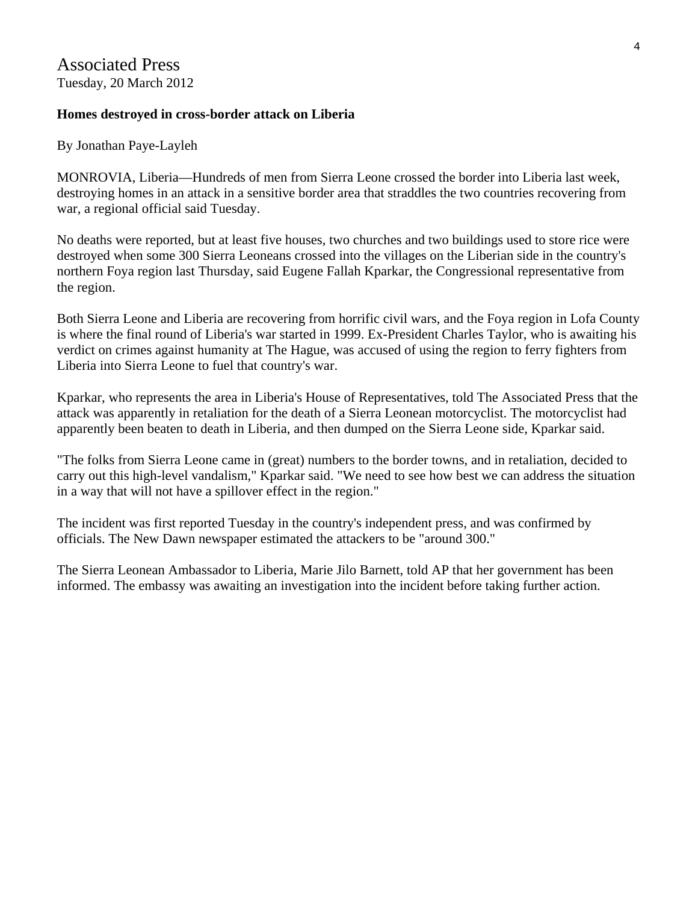Associated Press
Tuesday, 20 March 2012

**Homes destroyed in cross-border attack on Liberia**

By Jonathan Paye-Layleh

MONROVIA, Liberia—Hundreds of men from Sierra Leone crossed the border into Liberia last week, destroying homes in an attack in a sensitive border area that straddles the two countries recovering from war, a regional official said Tuesday.

No deaths were reported, but at least five houses, two churches and two buildings used to store rice were destroyed when some 300 Sierra Leoneans crossed into the villages on the Liberian side in the country's northern Foya region last Thursday, said Eugene Fallah Kparkar, the Congressional representative from the region.

Both Sierra Leone and Liberia are recovering from horrific civil wars, and the Foya region in Lofa County is where the final round of Liberia's war started in 1999. Ex-President Charles Taylor, who is awaiting his verdict on crimes against humanity at The Hague, was accused of using the region to ferry fighters from Liberia into Sierra Leone to fuel that country's war.

Kparkar, who represents the area in Liberia's House of Representatives, told The Associated Press that the attack was apparently in retaliation for the death of a Sierra Leonean motorcyclist. The motorcyclist had apparently been beaten to death in Liberia, and then dumped on the Sierra Leone side, Kparkar said.

"The folks from Sierra Leone came in (great) numbers to the border towns, and in retaliation, decided to carry out this high-level vandalism," Kparkar said. "We need to see how best we can address the situation in a way that will not have a spillover effect in the region."

The incident was first reported Tuesday in the country's independent press, and was confirmed by officials. The New Dawn newspaper estimated the attackers to be "around 300."

The Sierra Leonean Ambassador to Liberia, Marie Jilo Barnett, told AP that her government has been informed. The embassy was awaiting an investigation into the incident before taking further action.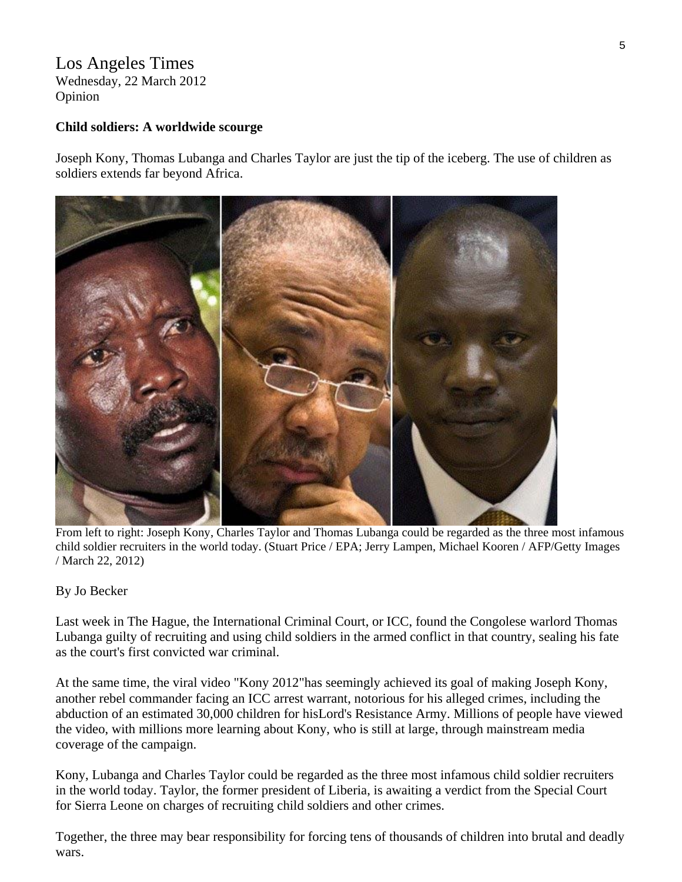Los Angeles Times
Wednesday, 22 March 2012
Opinion

**Child soldiers: A worldwide scourge**

Joseph Kony, Thomas Lubanga and Charles Taylor are just the tip of the iceberg. The use of children as soldiers extends far beyond Africa.

From left to right: Joseph Kony, Charles Taylor and Thomas Lubanga could be regarded as the three most infamous child soldier recruiters in the world today. (Stuart Price / EPA; Jerry Lampen, Michael Kooren / AFP/Getty Images / March 22, 2012)

By Jo Becker

Last week in The Hague, the International Criminal Court, or ICC, found the Congolese warlord Thomas Lubanga guilty of recruiting and using child soldiers in the armed conflict in that country, sealing his fate as the court's first convicted war criminal.

At the same time, the viral video "Kony 2012"has seemingly achieved its goal of making Joseph Kony, another rebel commander facing an ICC arrest warrant, notorious for his alleged crimes, including the abduction of an estimated 30,000 children for hisLord's Resistance Army. Millions of people have viewed the video, with millions more learning about Kony, who is still at large, through mainstream media coverage of the campaign.

Kony, Lubanga and Charles Taylor could be regarded as the three most infamous child soldier recruiters in the world today. Taylor, the former president of Liberia, is awaiting a verdict from the Special Court for Sierra Leone on charges of recruiting child soldiers and other crimes.

Together, the three may bear responsibility for forcing tens of thousands of children into brutal and deadly wars.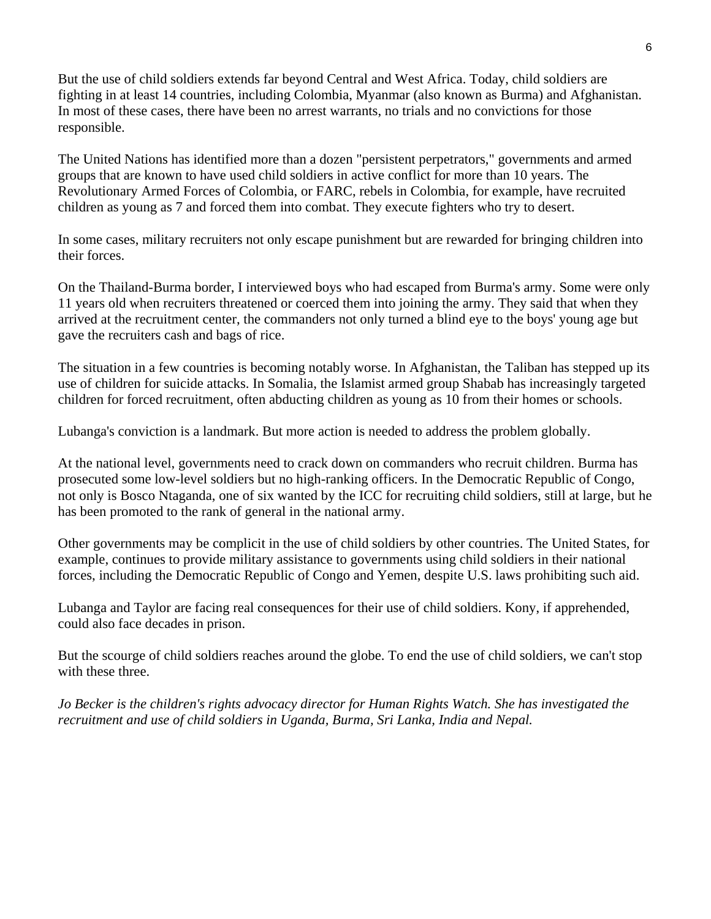But the use of child soldiers extends far beyond Central and West Africa. Today, child soldiers are fighting in at least 14 countries, including Colombia, Myanmar (also known as Burma) and Afghanistan. In most of these cases, there have been no arrest warrants, no trials and no convictions for those responsible.

The United Nations has identified more than a dozen "persistent perpetrators," governments and armed groups that are known to have used child soldiers in active conflict for more than 10 years. The Revolutionary Armed Forces of Colombia, or FARC, rebels in Colombia, for example, have recruited children as young as 7 and forced them into combat. They execute fighters who try to desert.

In some cases, military recruiters not only escape punishment but are rewarded for bringing children into their forces.

On the Thailand-Burma border, I interviewed boys who had escaped from Burma's army. Some were only 11 years old when recruiters threatened or coerced them into joining the army. They said that when they arrived at the recruitment center, the commanders not only turned a blind eye to the boys' young age but gave the recruiters cash and bags of rice.

The situation in a few countries is becoming notably worse. In Afghanistan, the Taliban has stepped up its use of children for suicide attacks. In Somalia, the Islamist armed group Shabab has increasingly targeted children for forced recruitment, often abducting children as young as 10 from their homes or schools.

Lubanga's conviction is a landmark. But more action is needed to address the problem globally.

At the national level, governments need to crack down on commanders who recruit children. Burma has prosecuted some low-level soldiers but no high-ranking officers. In the Democratic Republic of Congo, not only is Bosco Ntaganda, one of six wanted by the ICC for recruiting child soldiers, still at large, but he has been promoted to the rank of general in the national army.

Other governments may be complicit in the use of child soldiers by other countries. The United States, for example, continues to provide military assistance to governments using child soldiers in their national forces, including the Democratic Republic of Congo and Yemen, despite U.S. laws prohibiting such aid.

Lubanga and Taylor are facing real consequences for their use of child soldiers. Kony, if apprehended, could also face decades in prison.

But the scourge of child soldiers reaches around the globe. To end the use of child soldiers, we can't stop with these three.

*Jo Becker is the children's rights advocacy director for Human Rights Watch. She has investigated the recruitment and use of child soldiers in Uganda, Burma, Sri Lanka, India and Nepal.*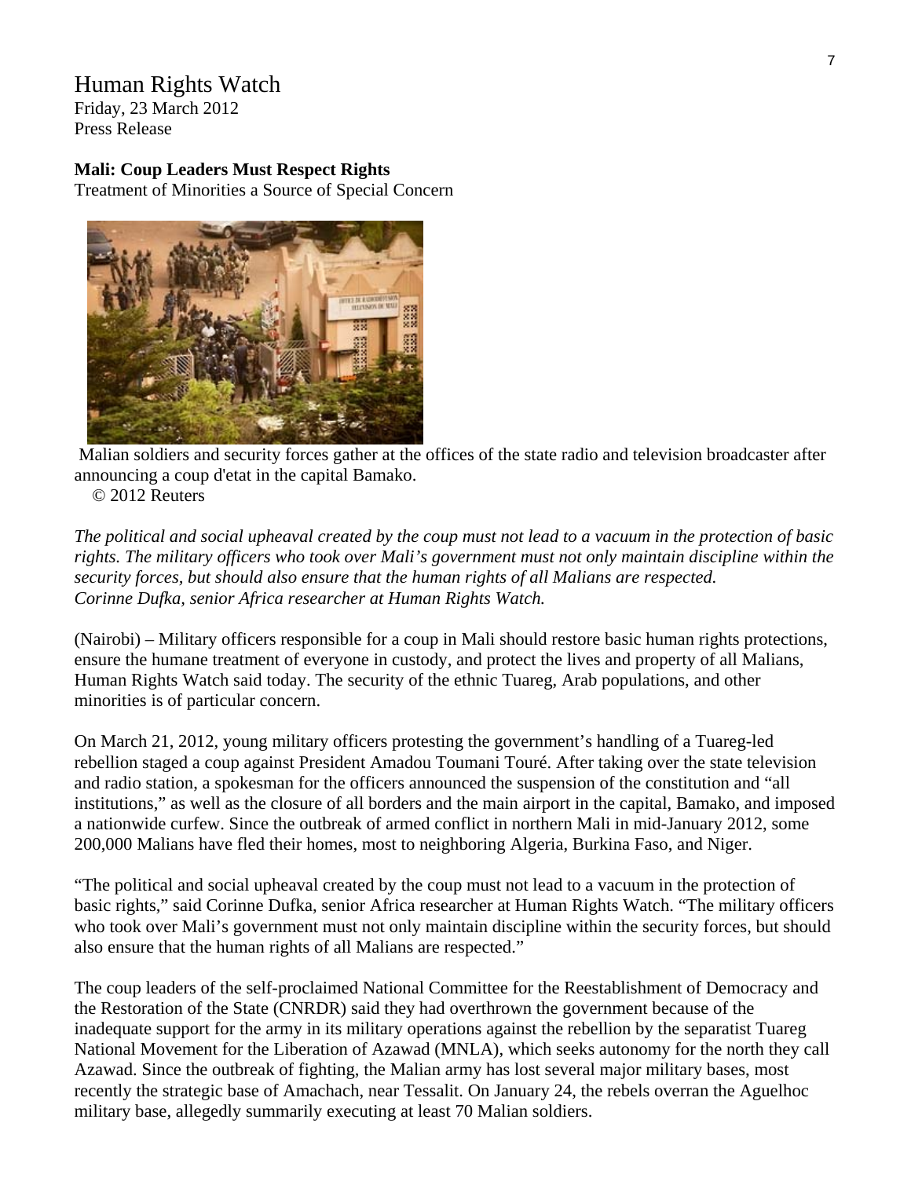# Human Rights Watch

Friday, 23 March 2012
Press Release

**Mali: Coup Leaders Must Respect Rights**

Treatment of Minorities a Source of Special Concern

Malian soldiers and security forces gather at the offices of the state radio and television broadcaster after announcing a coup d'etat in the capital Bamako.
© 2012 Reuters

*The political and social upheaval created by the coup must not lead to a vacuum in the protection of basic rights. The military officers who took over Mali's government must not only maintain discipline within the security forces, but should also ensure that the human rights of all Malians are respected.*
*Corinne Dufka, senior Africa researcher at Human Rights Watch.*

(Nairobi) – Military officers responsible for a coup in Mali should restore basic human rights protections, ensure the humane treatment of everyone in custody, and protect the lives and property of all Malians, Human Rights Watch said today. The security of the ethnic Tuareg, Arab populations, and other minorities is of particular concern.

On March 21, 2012, young military officers protesting the government's handling of a Tuareg-led rebellion staged a coup against President Amadou Toumani Touré. After taking over the state television and radio station, a spokesman for the officers announced the suspension of the constitution and "all institutions," as well as the closure of all borders and the main airport in the capital, Bamako, and imposed a nationwide curfew. Since the outbreak of armed conflict in northern Mali in mid-January 2012, some 200,000 Malians have fled their homes, most to neighboring Algeria, Burkina Faso, and Niger.

"The political and social upheaval created by the coup must not lead to a vacuum in the protection of basic rights," said Corinne Dufka, senior Africa researcher at Human Rights Watch. "The military officers who took over Mali's government must not only maintain discipline within the security forces, but should also ensure that the human rights of all Malians are respected."

The coup leaders of the self-proclaimed National Committee for the Reestablishment of Democracy and the Restoration of the State (CNRDR) said they had overthrown the government because of the inadequate support for the army in its military operations against the rebellion by the separatist Tuareg National Movement for the Liberation of Azawad (MNLA), which seeks autonomy for the north they call Azawad. Since the outbreak of fighting, the Malian army has lost several major military bases, most recently the strategic base of Amachach, near Tessalit. On January 24, the rebels overran the Aguelhoc military base, allegedly summarily executing at least 70 Malian soldiers.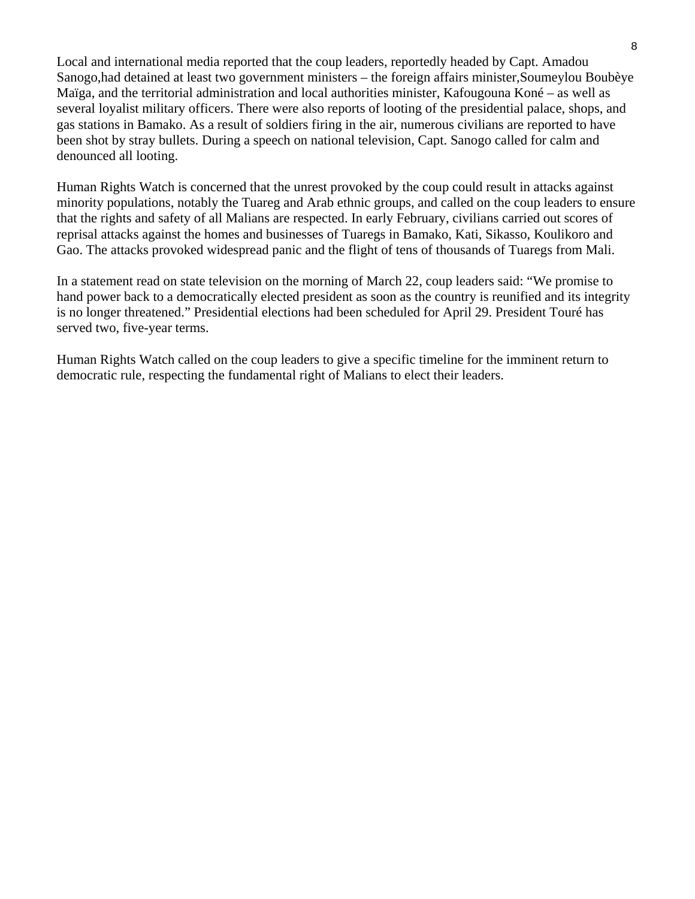Local and international media reported that the coup leaders, reportedly headed by Capt. Amadou Sanogo,had detained at least two government ministers – the foreign affairs minister,Soumeylou Boubèye Maïga, and the territorial administration and local authorities minister, Kafougouna Koné – as well as several loyalist military officers. There were also reports of looting of the presidential palace, shops, and gas stations in Bamako. As a result of soldiers firing in the air, numerous civilians are reported to have been shot by stray bullets. During a speech on national television, Capt. Sanogo called for calm and denounced all looting.

Human Rights Watch is concerned that the unrest provoked by the coup could result in attacks against minority populations, notably the Tuareg and Arab ethnic groups, and called on the coup leaders to ensure that the rights and safety of all Malians are respected. In early February, civilians carried out scores of reprisal attacks against the homes and businesses of Tuaregs in Bamako, Kati, Sikasso, Koulikoro and Gao. The attacks provoked widespread panic and the flight of tens of thousands of Tuaregs from Mali.

In a statement read on state television on the morning of March 22, coup leaders said: "We promise to hand power back to a democratically elected president as soon as the country is reunified and its integrity is no longer threatened." Presidential elections had been scheduled for April 29. President Touré has served two, five-year terms.

Human Rights Watch called on the coup leaders to give a specific timeline for the imminent return to democratic rule, respecting the fundamental right of Malians to elect their leaders.